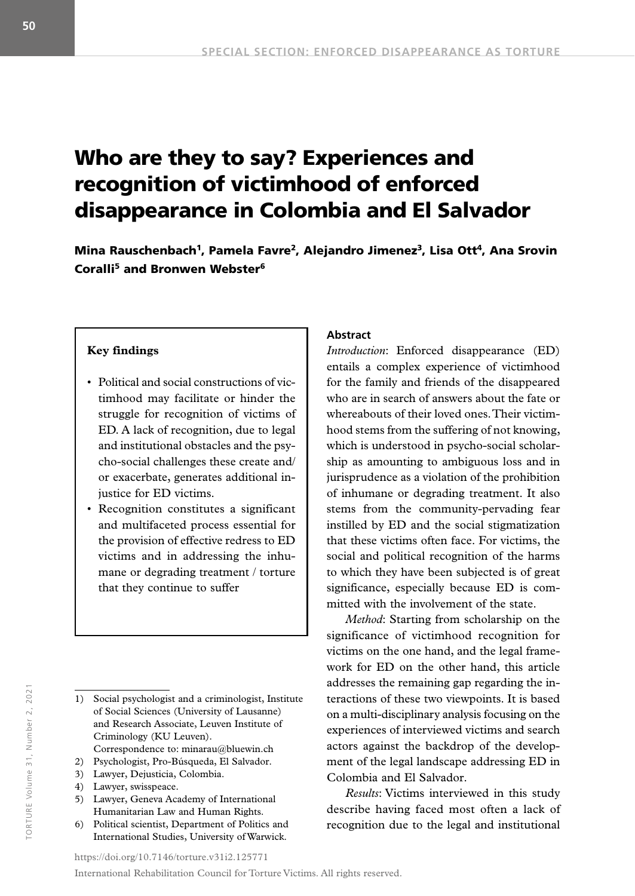# Who are they to say? Experiences and recognition of victimhood of enforced disappearance in Colombia and El Salvador

**Mina Rauschenbach[1], Pamela Favre[2], Alejandro Jimenez[3], Lisa Ott[4], Ana Srovin Coralli[5] and Bronwen Webster[6]**

**Key findings**

- Political and social constructions of victimhood may facilitate or hinder the struggle for recognition of victims of ED. A lack of recognition, due to legal and institutional obstacles and the psycho-social challenges these create and/or exacerbate, generates additional injustice for ED victims.
- Recognition constitutes a significant and multifaceted process essential for the provision of effective redress to ED victims and in addressing the inhumane or degrading treatment / torture that they continue to suffer

1) Social psychologist and a criminologist, Institute of Social Sciences (University of Lausanne) and Research Associate, Leuven Institute of Criminology (KU Leuven). Correspondence to: minarau@bluewin.ch
2) Psychologist, Pro-Búsqueda, El Salvador.
3) Lawyer, Dejusticia, Colombia.
4) Lawyer, swisspeace.
5) Lawyer, Geneva Academy of International Humanitarian Law and Human Rights.
6) Political scientist, Department of Politics and International Studies, University of Warwick.

https://doi.org/10.7146/torture.v31i2.125771

International Rehabilitation Council for Torture Victims. All rights reserved.

## Abstract

*Introduction*: Enforced disappearance (ED) entails a complex experience of victimhood for the family and friends of the disappeared who are in search of answers about the fate or whereabouts of their loved ones. Their victimhood stems from the suffering of not knowing, which is understood in psycho-social scholarship as amounting to ambiguous loss and in jurisprudence as a violation of the prohibition of inhumane or degrading treatment. It also stems from the community-pervading fear instilled by ED and the social stigmatization that these victims often face. For victims, the social and political recognition of the harms to which they have been subjected is of great significance, especially because ED is committed with the involvement of the state.

*Method*: Starting from scholarship on the significance of victimhood recognition for victims on the one hand, and the legal framework for ED on the other hand, this article addresses the remaining gap regarding the interactions of these two viewpoints. It is based on a multi-disciplinary analysis focusing on the experiences of interviewed victims and search actors against the backdrop of the development of the legal landscape addressing ED in Colombia and El Salvador.

*Results*: Victims interviewed in this study describe having faced most often a lack of recognition due to the legal and institutional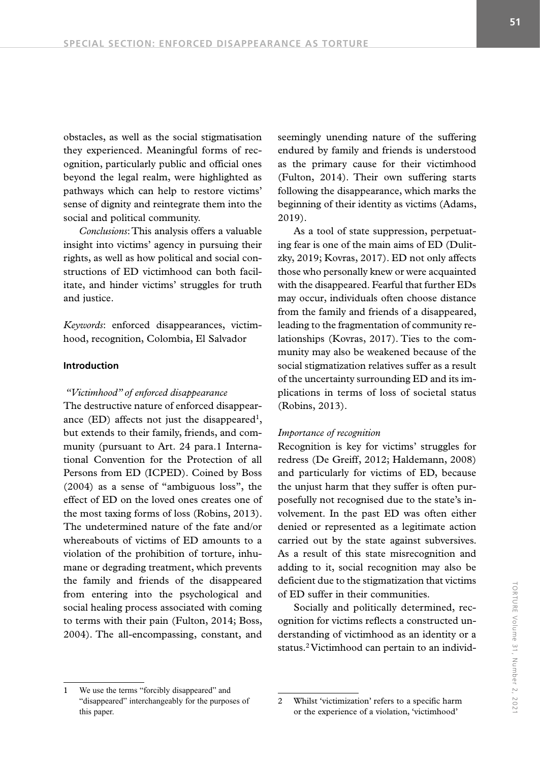obstacles, as well as the social stigmatisation they experienced. Meaningful forms of recognition, particularly public and official ones beyond the legal realm, were highlighted as pathways which can help to restore victims' sense of dignity and reintegrate them into the social and political community.

*Conclusions*: This analysis offers a valuable insight into victims' agency in pursuing their rights, as well as how political and social constructions of ED victimhood can both facilitate, and hinder victims' struggles for truth and justice.

*Keywords*: enforced disappearances, victimhood, recognition, Colombia, El Salvador

## Introduction

### *"Victimhood" of enforced disappearance*

The destructive nature of enforced disappearance (ED) affects not just the disappeared[1], but extends to their family, friends, and community (pursuant to Art. 24 para.1 International Convention for the Protection of all Persons from ED (ICPED). Coined by Boss (2004) as a sense of "ambiguous loss", the effect of ED on the loved ones creates one of the most taxing forms of loss (Robins, 2013). The undetermined nature of the fate and/or whereabouts of victims of ED amounts to a violation of the prohibition of torture, inhumane or degrading treatment, which prevents the family and friends of the disappeared from entering into the psychological and social healing process associated with coming to terms with their pain (Fulton, 2014; Boss, 2004). The all-encompassing, constant, and seemingly unending nature of the suffering endured by family and friends is understood as the primary cause for their victimhood (Fulton, 2014). Their own suffering starts following the disappearance, which marks the beginning of their identity as victims (Adams, 2019).

As a tool of state suppression, perpetuating fear is one of the main aims of ED (Dulitzky, 2019; Kovras, 2017). ED not only affects those who personally knew or were acquainted with the disappeared. Fearful that further EDs may occur, individuals often choose distance from the family and friends of a disappeared, leading to the fragmentation of community relationships (Kovras, 2017). Ties to the community may also be weakened because of the social stigmatization relatives suffer as a result of the uncertainty surrounding ED and its implications in terms of loss of societal status (Robins, 2013).

### *Importance of recognition*

Recognition is key for victims' struggles for redress (De Greiff, 2012; Haldemann, 2008) and particularly for victims of ED, because the unjust harm that they suffer is often purposefully not recognised due to the state's involvement. In the past ED was often either denied or represented as a legitimate action carried out by the state against subversives. As a result of this state misrecognition and adding to it, social recognition may also be deficient due to the stigmatization that victims of ED suffer in their communities.

Socially and politically determined, recognition for victims reflects a constructed understanding of victimhood as an identity or a status.[2] Victimhood can pertain to an individ-

---

1 We use the terms "forcibly disappeared" and "disappeared" interchangeably for the purposes of this paper.

2 Whilst 'victimization' refers to a specific harm or the experience of a violation, 'victimhood'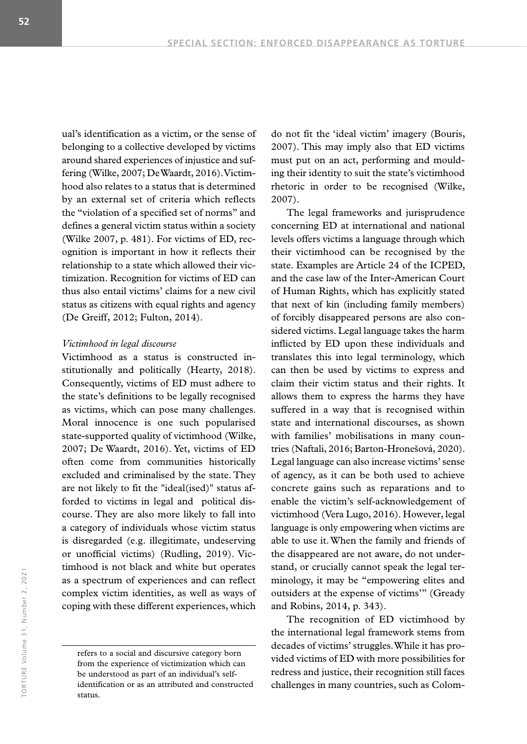ual's identification as a victim, or the sense of belonging to a collective developed by victims around shared experiences of injustice and suffering (Wilke, 2007; De Waardt, 2016). Victimhood also relates to a status that is determined by an external set of criteria which reflects the "violation of a specified set of norms" and defines a general victim status within a society (Wilke 2007, p. 481). For victims of ED, recognition is important in how it reflects their relationship to a state which allowed their victimization. Recognition for victims of ED can thus also entail victims' claims for a new civil status as citizens with equal rights and agency (De Greiff, 2012; Fulton, 2014).

*Victimhood in legal discourse*

Victimhood as a status is constructed institutionally and politically (Hearty, 2018). Consequently, victims of ED must adhere to the state's definitions to be legally recognised as victims, which can pose many challenges. Moral innocence is one such popularised state-supported quality of victimhood (Wilke, 2007; De Waardt, 2016). Yet, victims of ED often come from communities historically excluded and criminalised by the state. They are not likely to fit the "ideal(ised)" status afforded to victims in legal and political discourse. They are also more likely to fall into a category of individuals whose victim status is disregarded (e.g. illegitimate, undeserving or unofficial victims) (Rudling, 2019). Victimhood is not black and white but operates as a spectrum of experiences and can reflect complex victim identities, as well as ways of coping with these different experiences, which do not fit the 'ideal victim' imagery (Bouris, 2007). This may imply also that ED victims must put on an act, performing and moulding their identity to suit the state's victimhood rhetoric in order to be recognised (Wilke, 2007).

The legal frameworks and jurisprudence concerning ED at international and national levels offers victims a language through which their victimhood can be recognised by the state. Examples are Article 24 of the ICPED, and the case law of the Inter-American Court of Human Rights, which has explicitly stated that next of kin (including family members) of forcibly disappeared persons are also considered victims. Legal language takes the harm inflicted by ED upon these individuals and translates this into legal terminology, which can then be used by victims to express and claim their victim status and their rights. It allows them to express the harms they have suffered in a way that is recognised within state and international discourses, as shown with families' mobilisations in many countries (Naftali, 2016; Barton-Hronešová, 2020). Legal language can also increase victims' sense of agency, as it can be both used to achieve concrete gains such as reparations and to enable the victim's self-acknowledgement of victimhood (Vera Lugo, 2016). However, legal language is only empowering when victims are able to use it. When the family and friends of the disappeared are not aware, do not understand, or crucially cannot speak the legal terminology, it may be "empowering elites and outsiders at the expense of victims'" (Gready and Robins, 2014, p. 343).

The recognition of ED victimhood by the international legal framework stems from decades of victims' struggles. While it has provided victims of ED with more possibilities for redress and justice, their recognition still faces challenges in many countries, such as Colom-

---

refers to a social and discursive category born from the experience of victimization which can be understood as part of an individual's self-identification or as an attributed and constructed status.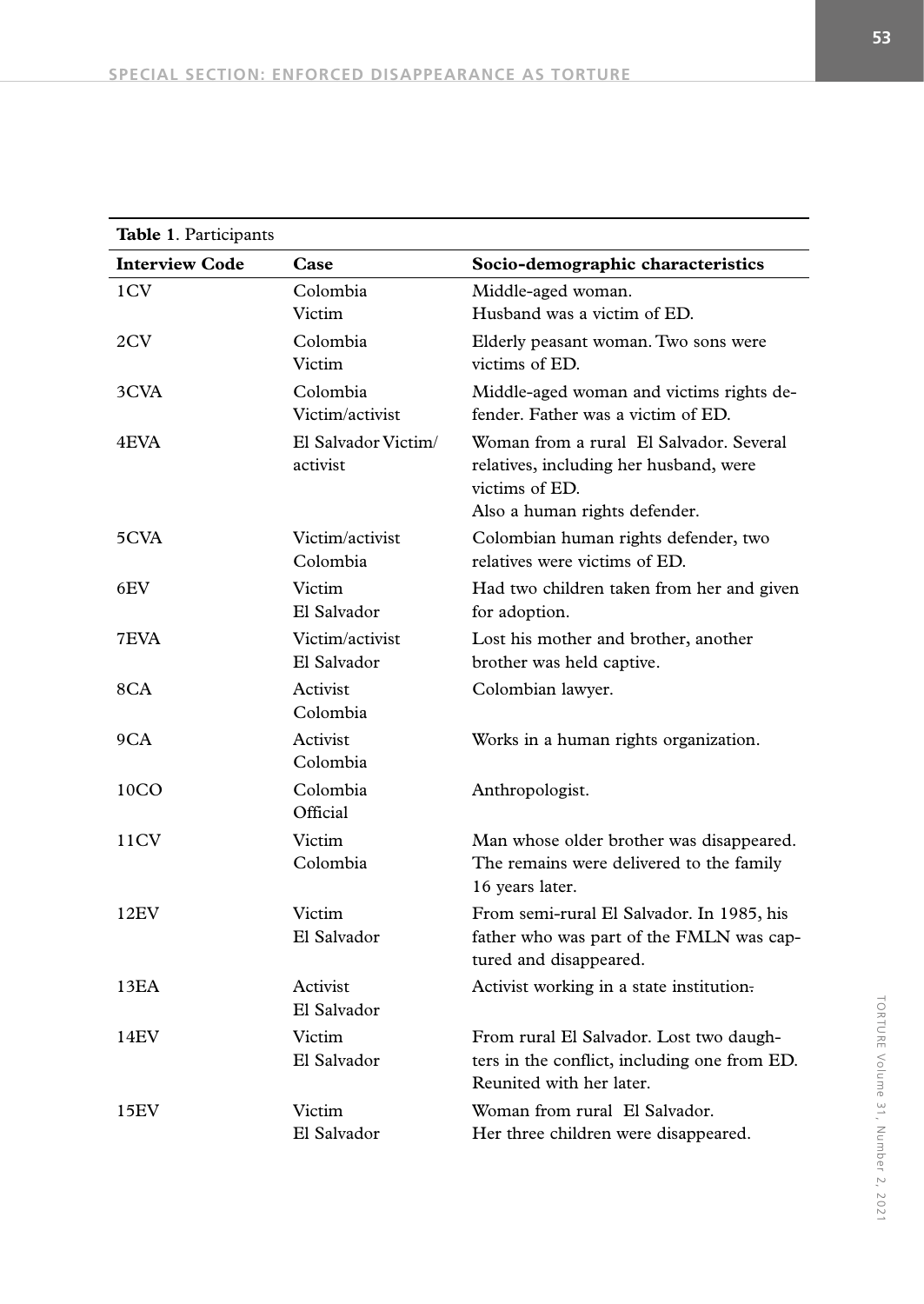**Table 1**. Participants

| Interview Code | Case | Socio-demographic characteristics |
|---|---|---|
| 1CV | Colombia Victim | Middle-aged woman. Husband was a victim of ED. |
| 2CV | Colombia Victim | Elderly peasant woman. Two sons were victims of ED. |
| 3CVA | Colombia Victim/activist | Middle-aged woman and victims rights defender. Father was a victim of ED. |
| 4EVA | El Salvador Victim/ activist | Woman from a rural El Salvador. Several relatives, including her husband, were victims of ED. Also a human rights defender. |
| 5CVA | Victim/activist Colombia | Colombian human rights defender, two relatives were victims of ED. |
| 6EV | Victim El Salvador | Had two children taken from her and given for adoption. |
| 7EVA | Victim/activist El Salvador | Lost his mother and brother, another brother was held captive. |
| 8CA | Activist Colombia | Colombian lawyer. |
| 9CA | Activist Colombia | Works in a human rights organization. |
| 10CO | Colombia Official | Anthropologist. |
| 11CV | Victim Colombia | Man whose older brother was disappeared. The remains were delivered to the family 16 years later. |
| 12EV | Victim El Salvador | From semi-rural El Salvador. In 1985, his father who was part of the FMLN was captured and disappeared. |
| 13EA | Activist El Salvador | Activist working in a state institution. |
| 14EV | Victim El Salvador | From rural El Salvador. Lost two daughters in the conflict, including one from ED. Reunited with her later. |
| 15EV | Victim El Salvador | Woman from rural El Salvador. Her three children were disappeared. |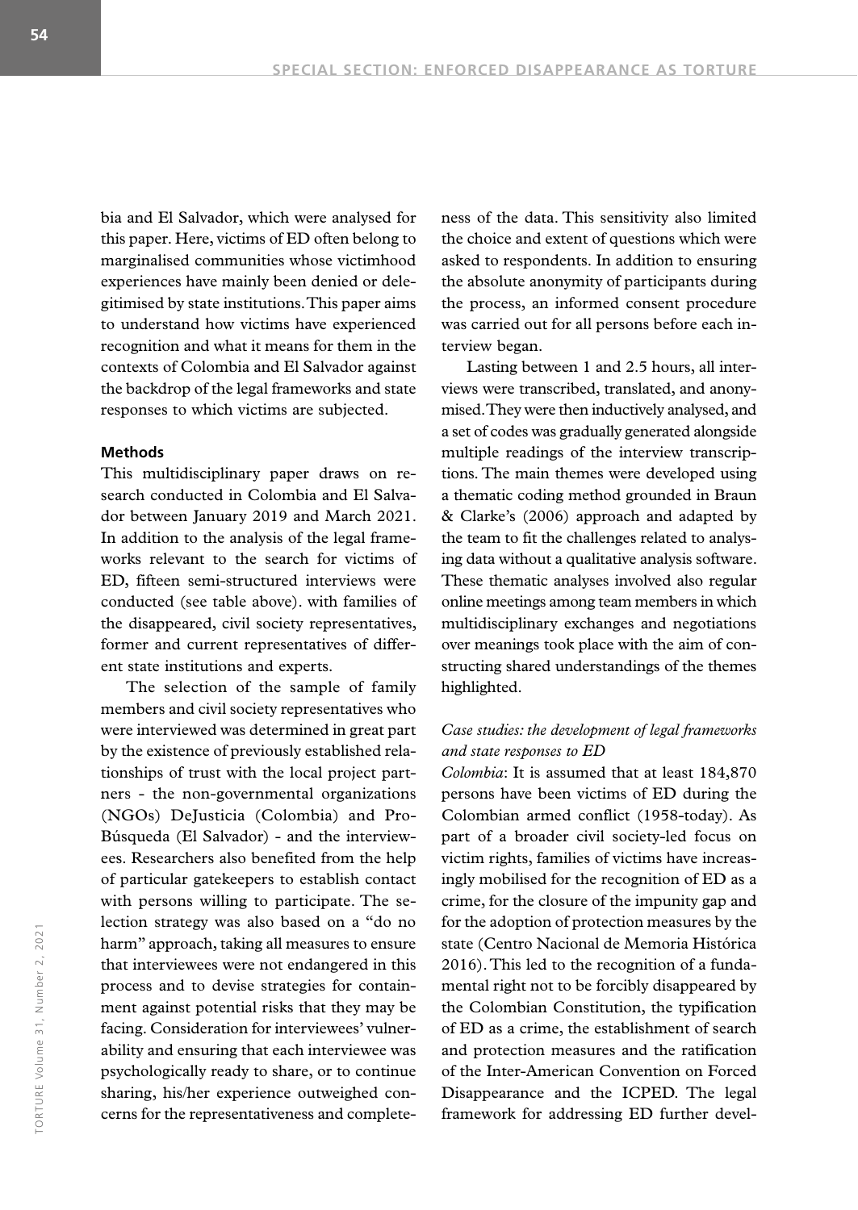bia and El Salvador, which were analysed for this paper. Here, victims of ED often belong to marginalised communities whose victimhood experiences have mainly been denied or delegitimised by state institutions. This paper aims to understand how victims have experienced recognition and what it means for them in the contexts of Colombia and El Salvador against the backdrop of the legal frameworks and state responses to which victims are subjected.

#### Methods

This multidisciplinary paper draws on research conducted in Colombia and El Salvador between January 2019 and March 2021. In addition to the analysis of the legal frameworks relevant to the search for victims of ED, fifteen semi-structured interviews were conducted (see table above). with families of the disappeared, civil society representatives, former and current representatives of different state institutions and experts.

The selection of the sample of family members and civil society representatives who were interviewed was determined in great part by the existence of previously established relationships of trust with the local project partners - the non-governmental organizations (NGOs) DeJusticia (Colombia) and Pro-Búsqueda (El Salvador) - and the interviewees. Researchers also benefited from the help of particular gatekeepers to establish contact with persons willing to participate. The selection strategy was also based on a "do no harm" approach, taking all measures to ensure that interviewees were not endangered in this process and to devise strategies for containment against potential risks that they may be facing. Consideration for interviewees' vulnerability and ensuring that each interviewee was psychologically ready to share, or to continue sharing, his/her experience outweighed concerns for the representativeness and completeness of the data. This sensitivity also limited the choice and extent of questions which were asked to respondents. In addition to ensuring the absolute anonymity of participants during the process, an informed consent procedure was carried out for all persons before each interview began.

Lasting between 1 and 2.5 hours, all interviews were transcribed, translated, and anonymised. They were then inductively analysed, and a set of codes was gradually generated alongside multiple readings of the interview transcriptions. The main themes were developed using a thematic coding method grounded in Braun & Clarke's (2006) approach and adapted by the team to fit the challenges related to analysing data without a qualitative analysis software. These thematic analyses involved also regular online meetings among team members in which multidisciplinary exchanges and negotiations over meanings took place with the aim of constructing shared understandings of the themes highlighted.

##### *Case studies: the development of legal frameworks and state responses to ED*

*Colombia*: It is assumed that at least 184,870 persons have been victims of ED during the Colombian armed conflict (1958-today). As part of a broader civil society-led focus on victim rights, families of victims have increasingly mobilised for the recognition of ED as a crime, for the closure of the impunity gap and for the adoption of protection measures by the state (Centro Nacional de Memoria Histórica 2016). This led to the recognition of a fundamental right not to be forcibly disappeared by the Colombian Constitution, the typification of ED as a crime, the establishment of search and protection measures and the ratification of the Inter-American Convention on Forced Disappearance and the ICPED. The legal framework for addressing ED further devel-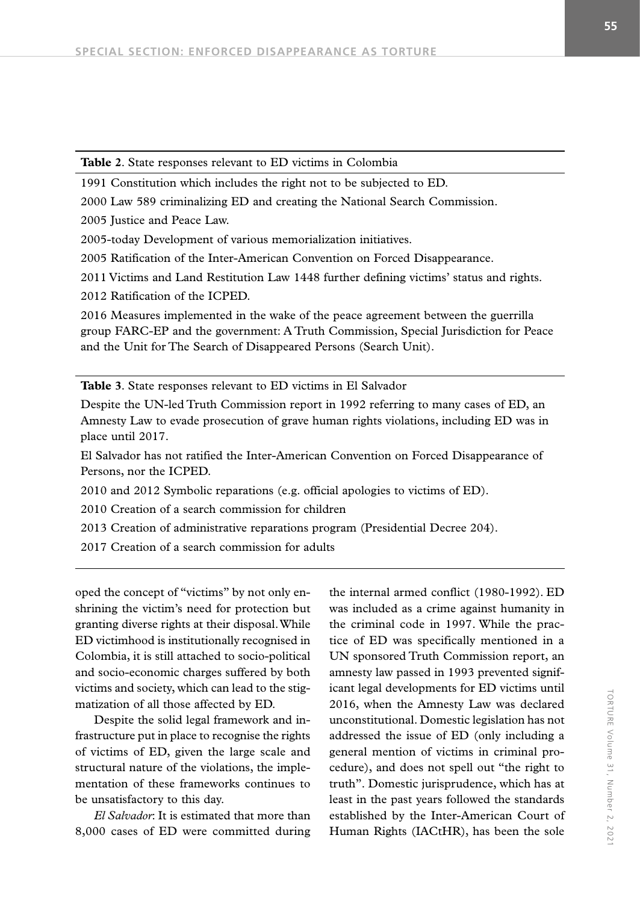**Table 2**. State responses relevant to ED victims in Colombia

| |
|---|
| 1991 Constitution which includes the right not to be subjected to ED. |
| 2000 Law 589 criminalizing ED and creating the National Search Commission. |
| 2005 Justice and Peace Law. |
| 2005-today Development of various memorialization initiatives. |
| 2005 Ratification of the Inter-American Convention on Forced Disappearance. |
| 2011 Victims and Land Restitution Law 1448 further defining victims' status and rights. |
| 2012 Ratification of the ICPED. |
| 2016 Measures implemented in the wake of the peace agreement between the guerrilla group FARC-EP and the government: A Truth Commission, Special Jurisdiction for Peace and the Unit for The Search of Disappeared Persons (Search Unit). |

**Table 3**. State responses relevant to ED victims in El Salvador

| |
|---|
| Despite the UN-led Truth Commission report in 1992 referring to many cases of ED, an Amnesty Law to evade prosecution of grave human rights violations, including ED was in place until 2017. |
| El Salvador has not ratified the Inter-American Convention on Forced Disappearance of Persons, nor the ICPED. |
| 2010 and 2012 Symbolic reparations (e.g. official apologies to victims of ED). |
| 2010 Creation of a search commission for children |
| 2013 Creation of administrative reparations program (Presidential Decree 204). |
| 2017 Creation of a search commission for adults |

oped the concept of "victims" by not only enshrining the victim's need for protection but granting diverse rights at their disposal. While ED victimhood is institutionally recognised in Colombia, it is still attached to socio-political and socio-economic charges suffered by both victims and society, which can lead to the stigmatization of all those affected by ED.

Despite the solid legal framework and infrastructure put in place to recognise the rights of victims of ED, given the large scale and structural nature of the violations, the implementation of these frameworks continues to be unsatisfactory to this day.

*El Salvador*: It is estimated that more than 8,000 cases of ED were committed during the internal armed conflict (1980-1992). ED was included as a crime against humanity in the criminal code in 1997. While the practice of ED was specifically mentioned in a UN sponsored Truth Commission report, an amnesty law passed in 1993 prevented significant legal developments for ED victims until 2016, when the Amnesty Law was declared unconstitutional. Domestic legislation has not addressed the issue of ED (only including a general mention of victims in criminal procedure), and does not spell out "the right to truth". Domestic jurisprudence, which has at least in the past years followed the standards established by the Inter-American Court of Human Rights (IACtHR), has been the sole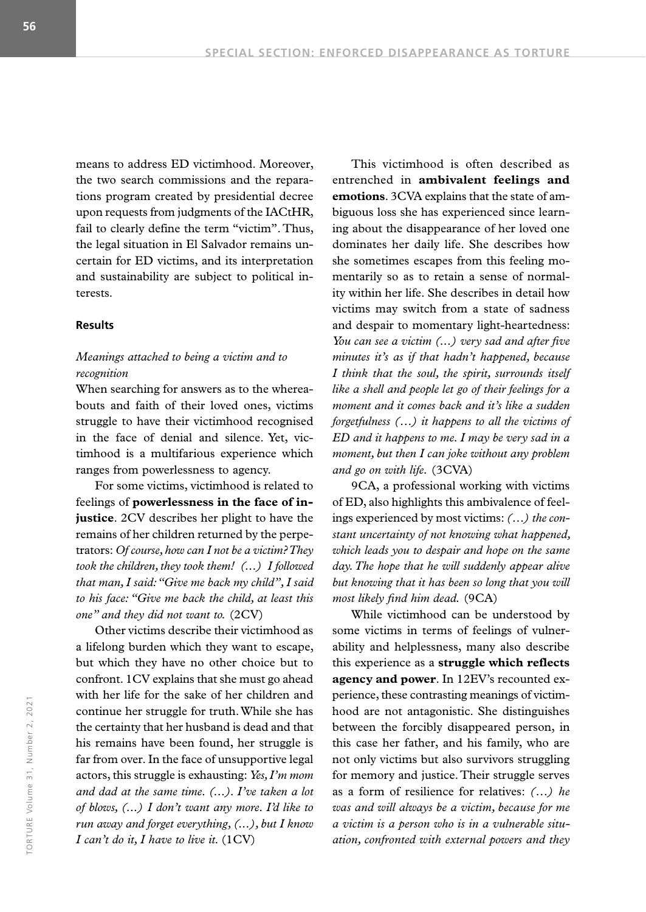means to address ED victimhood. Moreover, the two search commissions and the reparations program created by presidential decree upon requests from judgments of the IACtHR, fail to clearly define the term "victim". Thus, the legal situation in El Salvador remains uncertain for ED victims, and its interpretation and sustainability are subject to political interests.

## Results

### *Meanings attached to being a victim and to recognition*

When searching for answers as to the whereabouts and faith of their loved ones, victims struggle to have their victimhood recognised in the face of denial and silence. Yet, victimhood is a multifarious experience which ranges from powerlessness to agency.

For some victims, victimhood is related to feelings of **powerlessness in the face of injustice**. 2CV describes her plight to have the remains of her children returned by the perpetrators: *Of course, how can I not be a victim? They took the children, they took them! (…) I followed that man, I said: "Give me back my child", I said to his face: "Give me back the child, at least this one" and they did not want to.* (2CV)

Other victims describe their victimhood as a lifelong burden which they want to escape, but which they have no other choice but to confront. 1CV explains that she must go ahead with her life for the sake of her children and continue her struggle for truth. While she has the certainty that her husband is dead and that his remains have been found, her struggle is far from over. In the face of unsupportive legal actors, this struggle is exhausting: *Yes, I'm mom and dad at the same time. (…). I've taken a lot of blows, (…) I don't want any more. I'd like to run away and forget everything, (…), but I know I can't do it, I have to live it.* (1CV)

This victimhood is often described as entrenched in **ambivalent feelings and emotions**. 3CVA explains that the state of ambiguous loss she has experienced since learning about the disappearance of her loved one dominates her daily life. She describes how she sometimes escapes from this feeling momentarily so as to retain a sense of normality within her life. She describes in detail how victims may switch from a state of sadness and despair to momentary light-heartedness: *You can see a victim (…) very sad and after five minutes it's as if that hadn't happened, because I think that the soul, the spirit, surrounds itself like a shell and people let go of their feelings for a moment and it comes back and it's like a sudden forgetfulness (…) it happens to all the victims of ED and it happens to me. I may be very sad in a moment, but then I can joke without any problem and go on with life.* (3CVA)

9CA, a professional working with victims of ED, also highlights this ambivalence of feelings experienced by most victims: *(…) the constant uncertainty of not knowing what happened, which leads you to despair and hope on the same day. The hope that he will suddenly appear alive but knowing that it has been so long that you will most likely find him dead.* (9CA)

While victimhood can be understood by some victims in terms of feelings of vulnerability and helplessness, many also describe this experience as a **struggle which reflects agency and power**. In 12EV's recounted experience, these contrasting meanings of victimhood are not antagonistic. She distinguishes between the forcibly disappeared person, in this case her father, and his family, who are not only victims but also survivors struggling for memory and justice. Their struggle serves as a form of resilience for relatives: *(…) he was and will always be a victim, because for me a victim is a person who is in a vulnerable situation, confronted with external powers and they*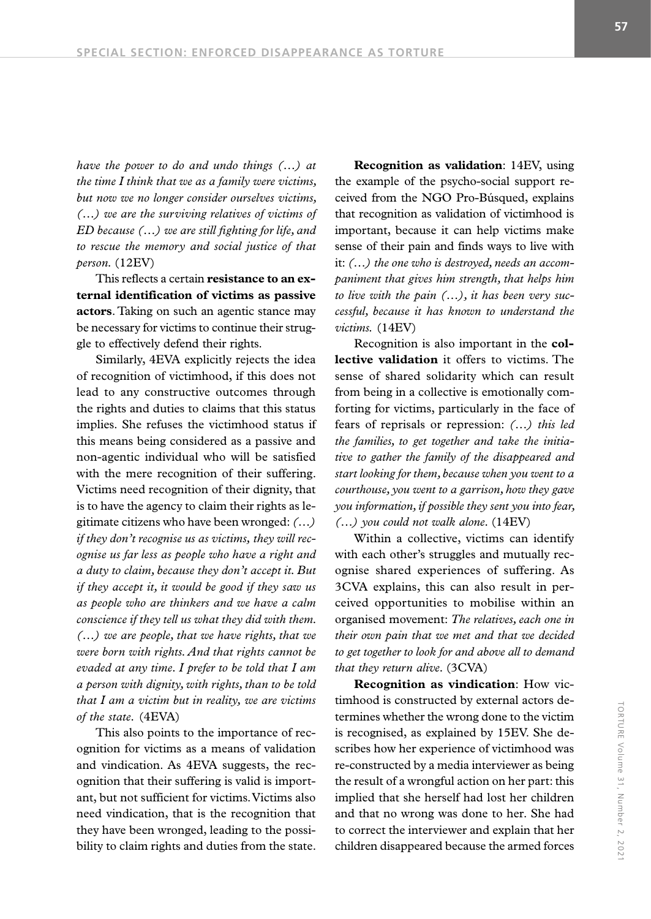*have the power to do and undo things (…) at the time I think that we as a family were victims, but now we no longer consider ourselves victims, (…) we are the surviving relatives of victims of ED because (…) we are still fighting for life, and to rescue the memory and social justice of that person.* (12EV)

This reflects a certain **resistance to an external identification of victims as passive actors**. Taking on such an agentic stance may be necessary for victims to continue their struggle to effectively defend their rights.

Similarly, 4EVA explicitly rejects the idea of recognition of victimhood, if this does not lead to any constructive outcomes through the rights and duties to claims that this status implies. She refuses the victimhood status if this means being considered as a passive and non-agentic individual who will be satisfied with the mere recognition of their suffering. Victims need recognition of their dignity, that is to have the agency to claim their rights as legitimate citizens who have been wronged: *(…) if they don't recognise us as victims, they will recognise us far less as people who have a right and a duty to claim, because they don't accept it. But if they accept it, it would be good if they saw us as people who are thinkers and we have a calm conscience if they tell us what they did with them. (…) we are people, that we have rights, that we were born with rights. And that rights cannot be evaded at any time. I prefer to be told that I am a person with dignity, with rights, than to be told that I am a victim but in reality, we are victims of the state.* (4EVA)

This also points to the importance of recognition for victims as a means of validation and vindication. As 4EVA suggests, the recognition that their suffering is valid is important, but not sufficient for victims. Victims also need vindication, that is the recognition that they have been wronged, leading to the possibility to claim rights and duties from the state.

**Recognition as validation**: 14EV, using the example of the psycho-social support received from the NGO Pro-Búsqued, explains that recognition as validation of victimhood is important, because it can help victims make sense of their pain and finds ways to live with it: *(…) the one who is destroyed, needs an accompaniment that gives him strength, that helps him to live with the pain (…), it has been very successful, because it has known to understand the victims.* (14EV)

Recognition is also important in the **collective validation** it offers to victims. The sense of shared solidarity which can result from being in a collective is emotionally comforting for victims, particularly in the face of fears of reprisals or repression: *(…) this led the families, to get together and take the initiative to gather the family of the disappeared and start looking for them, because when you went to a courthouse, you went to a garrison, how they gave you information, if possible they sent you into fear, (…) you could not walk alone.* (14EV)

Within a collective, victims can identify with each other's struggles and mutually recognise shared experiences of suffering. As 3CVA explains, this can also result in perceived opportunities to mobilise within an organised movement: *The relatives, each one in their own pain that we met and that we decided to get together to look for and above all to demand that they return alive.* (3CVA)

**Recognition as vindication**: How victimhood is constructed by external actors determines whether the wrong done to the victim is recognised, as explained by 15EV. She describes how her experience of victimhood was re-constructed by a media interviewer as being the result of a wrongful action on her part: this implied that she herself had lost her children and that no wrong was done to her. She had to correct the interviewer and explain that her children disappeared because the armed forces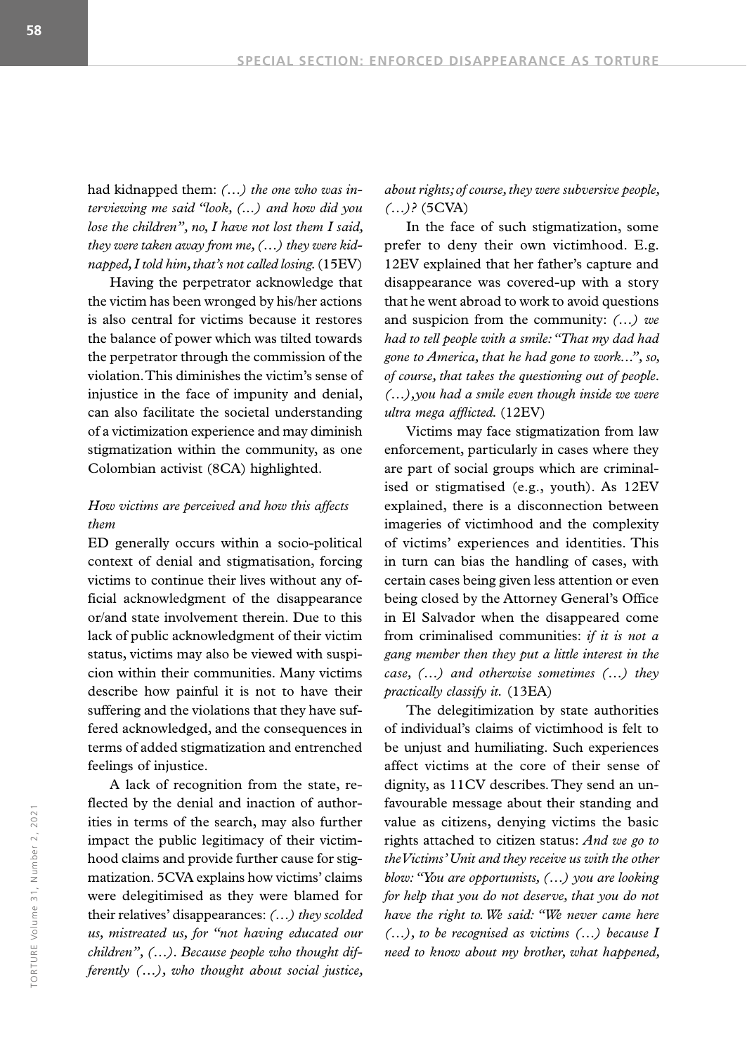had kidnapped them: *(…) the one who was interviewing me said "look, (…) and how did you lose the children", no, I have not lost them I said, they were taken away from me, (…) they were kidnapped, I told him, that's not called losing.* (15EV)

Having the perpetrator acknowledge that the victim has been wronged by his/her actions is also central for victims because it restores the balance of power which was tilted towards the perpetrator through the commission of the violation. This diminishes the victim's sense of injustice in the face of impunity and denial, can also facilitate the societal understanding of a victimization experience and may diminish stigmatization within the community, as one Colombian activist (8CA) highlighted.

### *How victims are perceived and how this affects them*

ED generally occurs within a socio-political context of denial and stigmatisation, forcing victims to continue their lives without any official acknowledgment of the disappearance or/and state involvement therein. Due to this lack of public acknowledgment of their victim status, victims may also be viewed with suspicion within their communities. Many victims describe how painful it is not to have their suffering and the violations that they have suffered acknowledged, and the consequences in terms of added stigmatization and entrenched feelings of injustice.

A lack of recognition from the state, reflected by the denial and inaction of authorities in terms of the search, may also further impact the public legitimacy of their victimhood claims and provide further cause for stigmatization. 5CVA explains how victims' claims were delegitimised as they were blamed for their relatives' disappearances: *(…) they scolded us, mistreated us, for "not having educated our children", (…). Because people who thought differently (…), who thought about social justice, about rights; of course, they were subversive people, (…)?* (5CVA)

In the face of such stigmatization, some prefer to deny their own victimhood. E.g. 12EV explained that her father's capture and disappearance was covered-up with a story that he went abroad to work to avoid questions and suspicion from the community: *(…) we had to tell people with a smile: "That my dad had gone to America, that he had gone to work…", so, of course, that takes the questioning out of people. (…), you had a smile even though inside we were ultra mega afflicted.* (12EV)

Victims may face stigmatization from law enforcement, particularly in cases where they are part of social groups which are criminalised or stigmatised (e.g., youth). As 12EV explained, there is a disconnection between imageries of victimhood and the complexity of victims' experiences and identities. This in turn can bias the handling of cases, with certain cases being given less attention or even being closed by the Attorney General's Office in El Salvador when the disappeared come from criminalised communities: *if it is not a gang member then they put a little interest in the case, (…) and otherwise sometimes (…) they practically classify it.* (13EA)

The delegitimization by state authorities of individual's claims of victimhood is felt to be unjust and humiliating. Such experiences affect victims at the core of their sense of dignity, as 11CV describes. They send an unfavourable message about their standing and value as citizens, denying victims the basic rights attached to citizen status: *And we go to the Victims' Unit and they receive us with the other blow: "You are opportunists, (…) you are looking for help that you do not deserve, that you do not have the right to. We said: "We never came here (…), to be recognised as victims (…) because I need to know about my brother, what happened,*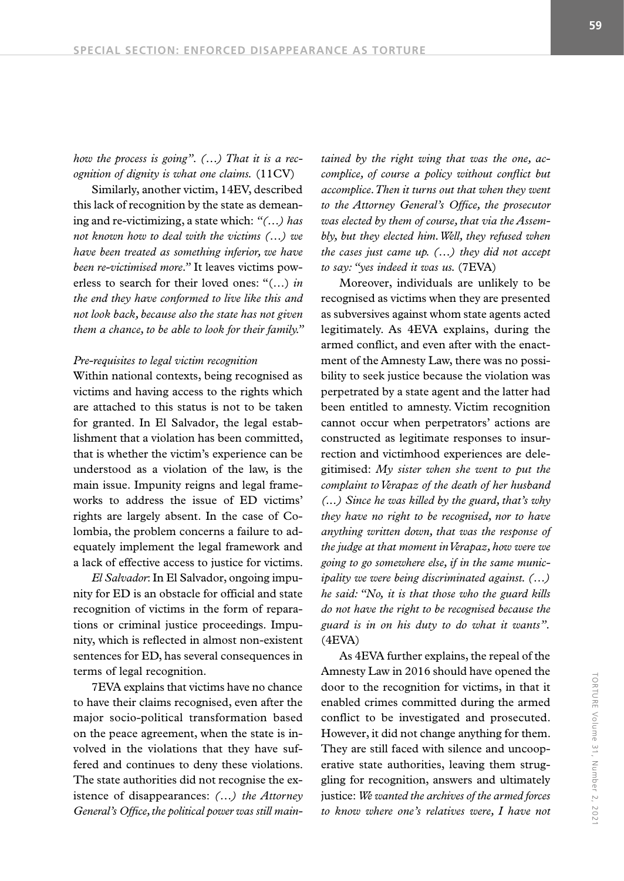*how the process is going". (…) That it is a recognition of dignity is what one claims.* (11CV)

Similarly, another victim, 14EV, described this lack of recognition by the state as demeaning and re-victimizing, a state which: *"(…) has not known how to deal with the victims (…) we have been treated as something inferior, we have been re-victimised more."* It leaves victims powerless to search for their loved ones: "(…) *in the end they have conformed to live like this and not look back, because also the state has not given them a chance, to be able to look for their family.*"

*Pre-requisites to legal victim recognition*

Within national contexts, being recognised as victims and having access to the rights which are attached to this status is not to be taken for granted. In El Salvador, the legal establishment that a violation has been committed, that is whether the victim's experience can be understood as a violation of the law, is the main issue. Impunity reigns and legal frameworks to address the issue of ED victims' rights are largely absent. In the case of Colombia, the problem concerns a failure to adequately implement the legal framework and a lack of effective access to justice for victims.

*El Salvador*: In El Salvador, ongoing impunity for ED is an obstacle for official and state recognition of victims in the form of reparations or criminal justice proceedings. Impunity, which is reflected in almost non-existent sentences for ED, has several consequences in terms of legal recognition.

7EVA explains that victims have no chance to have their claims recognised, even after the major socio-political transformation based on the peace agreement, when the state is involved in the violations that they have suffered and continues to deny these violations. The state authorities did not recognise the existence of disappearances: *(…) the Attorney General's Office, the political power was still maintained by the right wing that was the one, accomplice, of course a policy without conflict but accomplice. Then it turns out that when they went to the Attorney General's Office, the prosecutor was elected by them of course, that via the Assembly, but they elected him. Well, they refused when the cases just came up. (…) they did not accept to say: "yes indeed it was us.* (7EVA)

Moreover, individuals are unlikely to be recognised as victims when they are presented as subversives against whom state agents acted legitimately. As 4EVA explains, during the armed conflict, and even after with the enactment of the Amnesty Law, there was no possibility to seek justice because the violation was perpetrated by a state agent and the latter had been entitled to amnesty. Victim recognition cannot occur when perpetrators' actions are constructed as legitimate responses to insurrection and victimhood experiences are delegitimised: *My sister when she went to put the complaint to Verapaz of the death of her husband (…) Since he was killed by the guard, that's why they have no right to be recognised, nor to have anything written down, that was the response of the judge at that moment in Verapaz, how were we going to go somewhere else, if in the same municipality we were being discriminated against. (…) he said: "No, it is that those who the guard kills do not have the right to be recognised because the guard is in on his duty to do what it wants".* (4EVA)

As 4EVA further explains, the repeal of the Amnesty Law in 2016 should have opened the door to the recognition for victims, in that it enabled crimes committed during the armed conflict to be investigated and prosecuted. However, it did not change anything for them. They are still faced with silence and uncooperative state authorities, leaving them struggling for recognition, answers and ultimately justice: *We wanted the archives of the armed forces to know where one's relatives were, I have not*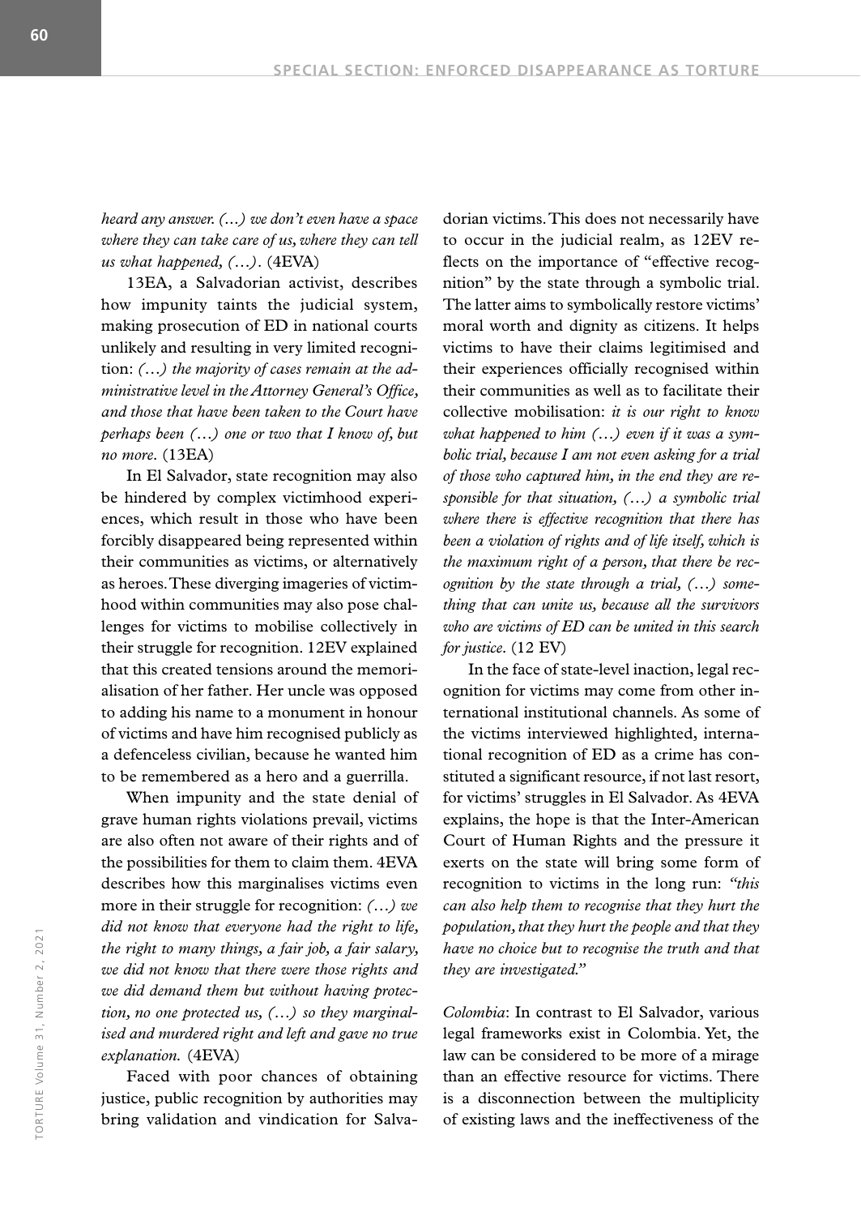*heard any answer. (…) we don't even have a space where they can take care of us, where they can tell us what happened, (…).* (4EVA)

13EA, a Salvadorian activist, describes how impunity taints the judicial system, making prosecution of ED in national courts unlikely and resulting in very limited recognition: *(…) the majority of cases remain at the administrative level in the Attorney General's Office, and those that have been taken to the Court have perhaps been (…) one or two that I know of, but no more.* (13EA)

In El Salvador, state recognition may also be hindered by complex victimhood experiences, which result in those who have been forcibly disappeared being represented within their communities as victims, or alternatively as heroes. These diverging imageries of victimhood within communities may also pose challenges for victims to mobilise collectively in their struggle for recognition. 12EV explained that this created tensions around the memorialisation of her father. Her uncle was opposed to adding his name to a monument in honour of victims and have him recognised publicly as a defenceless civilian, because he wanted him to be remembered as a hero and a guerrilla.

When impunity and the state denial of grave human rights violations prevail, victims are also often not aware of their rights and of the possibilities for them to claim them. 4EVA describes how this marginalises victims even more in their struggle for recognition: *(…) we did not know that everyone had the right to life, the right to many things, a fair job, a fair salary, we did not know that there were those rights and we did demand them but without having protection, no one protected us, (…) so they marginalised and murdered right and left and gave no true explanation.* (4EVA)

Faced with poor chances of obtaining justice, public recognition by authorities may bring validation and vindication for Salvadorian victims. This does not necessarily have to occur in the judicial realm, as 12EV reflects on the importance of "effective recognition" by the state through a symbolic trial. The latter aims to symbolically restore victims' moral worth and dignity as citizens. It helps victims to have their claims legitimised and their experiences officially recognised within their communities as well as to facilitate their collective mobilisation: *it is our right to know what happened to him (…) even if it was a symbolic trial, because I am not even asking for a trial of those who captured him, in the end they are responsible for that situation, (…) a symbolic trial where there is effective recognition that there has been a violation of rights and of life itself, which is the maximum right of a person, that there be recognition by the state through a trial, (…) something that can unite us, because all the survivors who are victims of ED can be united in this search for justice.* (12 EV)

In the face of state-level inaction, legal recognition for victims may come from other international institutional channels. As some of the victims interviewed highlighted, international recognition of ED as a crime has constituted a significant resource, if not last resort, for victims' struggles in El Salvador. As 4EVA explains, the hope is that the Inter-American Court of Human Rights and the pressure it exerts on the state will bring some form of recognition to victims in the long run: *"this can also help them to recognise that they hurt the population, that they hurt the people and that they have no choice but to recognise the truth and that they are investigated."*

*Colombia*: In contrast to El Salvador, various legal frameworks exist in Colombia. Yet, the law can be considered to be more of a mirage than an effective resource for victims. There is a disconnection between the multiplicity of existing laws and the ineffectiveness of the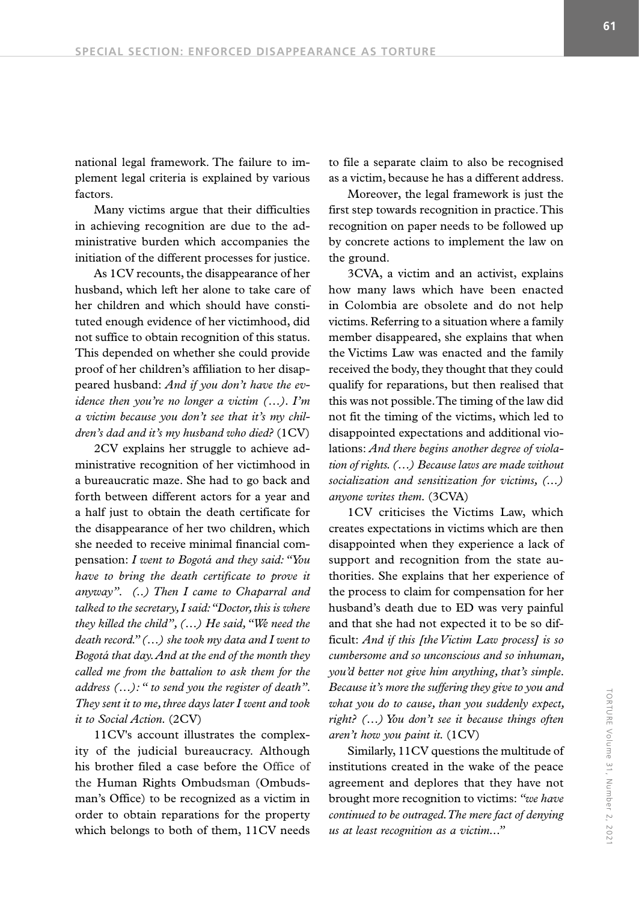national legal framework. The failure to implement legal criteria is explained by various factors.

Many victims argue that their difficulties in achieving recognition are due to the administrative burden which accompanies the initiation of the different processes for justice.

As 1CV recounts, the disappearance of her husband, which left her alone to take care of her children and which should have constituted enough evidence of her victimhood, did not suffice to obtain recognition of this status. This depended on whether she could provide proof of her children's affiliation to her disappeared husband: *And if you don't have the evidence then you're no longer a victim (…). I'm a victim because you don't see that it's my children's dad and it's my husband who died?* (1CV)

2CV explains her struggle to achieve administrative recognition of her victimhood in a bureaucratic maze. She had to go back and forth between different actors for a year and a half just to obtain the death certificate for the disappearance of her two children, which she needed to receive minimal financial compensation: *I went to Bogotá and they said: "You have to bring the death certificate to prove it anyway". (..) Then I came to Chaparral and talked to the secretary, I said: "Doctor, this is where they killed the child", (…) He said, "We need the death record." (…) she took my data and I went to Bogotá that day. And at the end of the month they called me from the battalion to ask them for the address (…): " to send you the register of death". They sent it to me, three days later I went and took it to Social Action.* (2CV)

11CV's account illustrates the complexity of the judicial bureaucracy. Although his brother filed a case before the Office of the Human Rights Ombudsman (Ombudsman's Office) to be recognized as a victim in order to obtain reparations for the property which belongs to both of them, 11CV needs to file a separate claim to also be recognised as a victim, because he has a different address.

Moreover, the legal framework is just the first step towards recognition in practice. This recognition on paper needs to be followed up by concrete actions to implement the law on the ground.

3CVA, a victim and an activist, explains how many laws which have been enacted in Colombia are obsolete and do not help victims. Referring to a situation where a family member disappeared, she explains that when the Victims Law was enacted and the family received the body, they thought that they could qualify for reparations, but then realised that this was not possible. The timing of the law did not fit the timing of the victims, which led to disappointed expectations and additional violations: *And there begins another degree of violation of rights. (…) Because laws are made without socialization and sensitization for victims, (…) anyone writes them.* (3CVA)

1CV criticises the Victims Law, which creates expectations in victims which are then disappointed when they experience a lack of support and recognition from the state authorities. She explains that her experience of the process to claim for compensation for her husband's death due to ED was very painful and that she had not expected it to be so difficult: *And if this [the Victim Law process] is so cumbersome and so unconscious and so inhuman, you'd better not give him anything, that's simple. Because it's more the suffering they give to you and what you do to cause, than you suddenly expect, right? (…) You don't see it because things often aren't how you paint it.* (1CV)

Similarly, 11CV questions the multitude of institutions created in the wake of the peace agreement and deplores that they have not brought more recognition to victims: *"we have continued to be outraged. The mere fact of denying us at least recognition as a victim…"*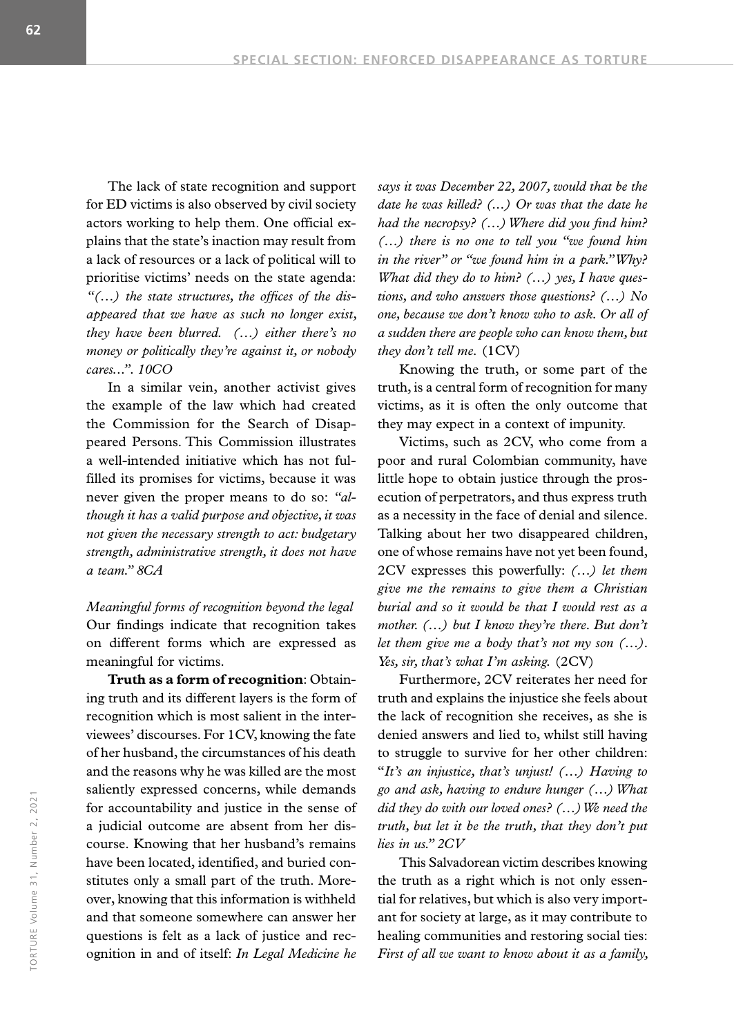The lack of state recognition and support for ED victims is also observed by civil society actors working to help them. One official explains that the state's inaction may result from a lack of resources or a lack of political will to prioritise victims' needs on the state agenda: *"(…) the state structures, the offices of the disappeared that we have as such no longer exist, they have been blurred. (…) either there's no money or politically they're against it, or nobody cares…". 10CO*

In a similar vein, another activist gives the example of the law which had created the Commission for the Search of Disappeared Persons. This Commission illustrates a well-intended initiative which has not fulfilled its promises for victims, because it was never given the proper means to do so: *"although it has a valid purpose and objective, it was not given the necessary strength to act: budgetary strength, administrative strength, it does not have a team." 8CA*

*Meaningful forms of recognition beyond the legal*
Our findings indicate that recognition takes on different forms which are expressed as meaningful for victims.

**Truth as a form of recognition**: Obtaining truth and its different layers is the form of recognition which is most salient in the interviewees' discourses. For 1CV, knowing the fate of her husband, the circumstances of his death and the reasons why he was killed are the most saliently expressed concerns, while demands for accountability and justice in the sense of a judicial outcome are absent from her discourse. Knowing that her husband's remains have been located, identified, and buried constitutes only a small part of the truth. Moreover, knowing that this information is withheld and that someone somewhere can answer her questions is felt as a lack of justice and recognition in and of itself: *In Legal Medicine he says it was December 22, 2007, would that be the date he was killed? (…) Or was that the date he had the necropsy? (…) Where did you find him? (…) there is no one to tell you "we found him in the river" or "we found him in a park." Why? What did they do to him? (…) yes, I have questions, and who answers those questions? (…) No one, because we don't know who to ask. Or all of a sudden there are people who can know them, but they don't tell me.* (1CV)

Knowing the truth, or some part of the truth, is a central form of recognition for many victims, as it is often the only outcome that they may expect in a context of impunity.

Victims, such as 2CV, who come from a poor and rural Colombian community, have little hope to obtain justice through the prosecution of perpetrators, and thus express truth as a necessity in the face of denial and silence. Talking about her two disappeared children, one of whose remains have not yet been found, 2CV expresses this powerfully: *(…) let them give me the remains to give them a Christian burial and so it would be that I would rest as a mother. (…) but I know they're there. But don't let them give me a body that's not my son (…). Yes, sir, that's what I'm asking.* (2CV)

Furthermore, 2CV reiterates her need for truth and explains the injustice she feels about the lack of recognition she receives, as she is denied answers and lied to, whilst still having to struggle to survive for her other children: "*It's an injustice, that's unjust! (…) Having to go and ask, having to endure hunger (…) What did they do with our loved ones? (…) We need the truth, but let it be the truth, that they don't put lies in us." 2CV*

This Salvadorean victim describes knowing the truth as a right which is not only essential for relatives, but which is also very important for society at large, as it may contribute to healing communities and restoring social ties: *First of all we want to know about it as a family,*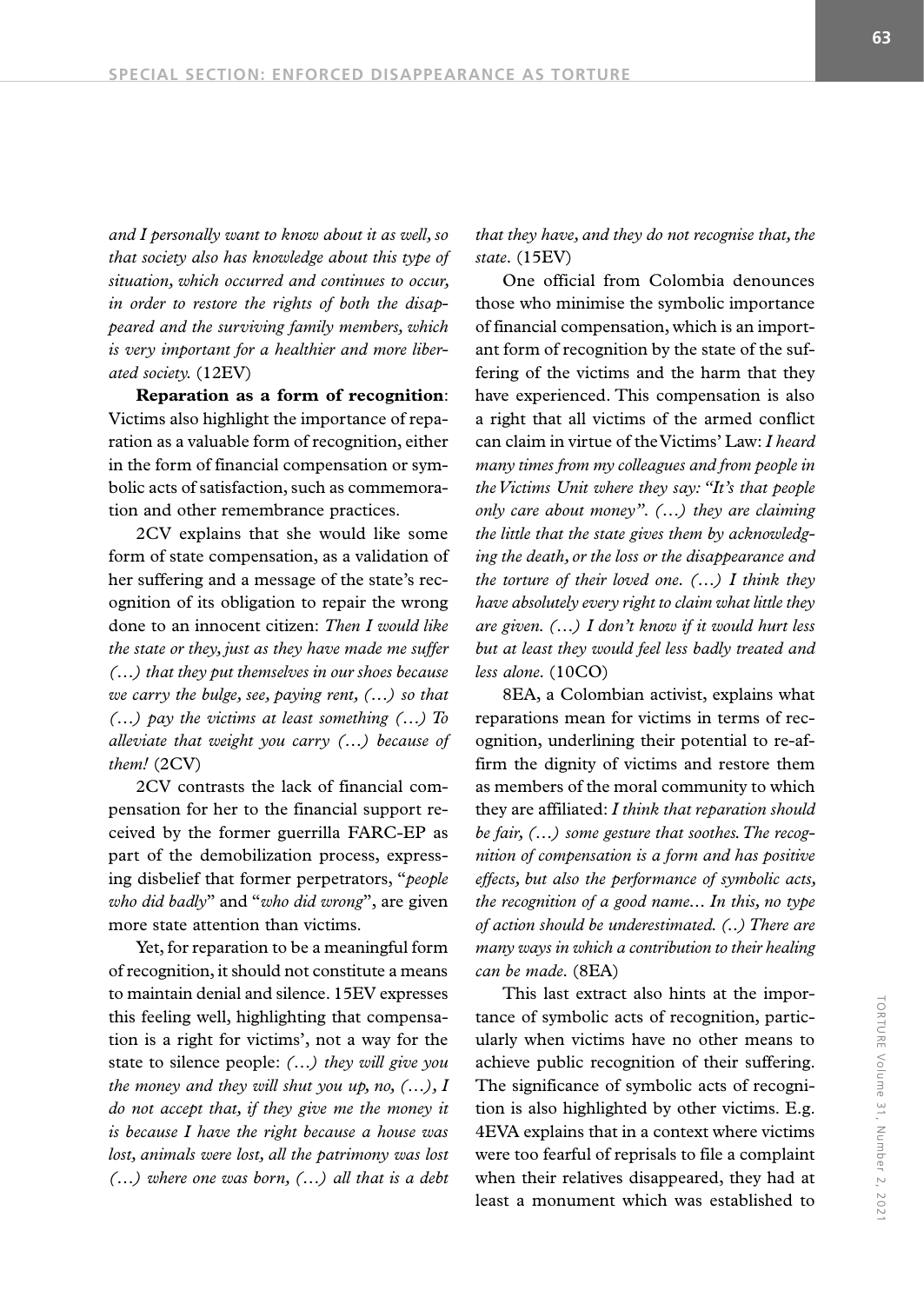*and I personally want to know about it as well, so that society also has knowledge about this type of situation, which occurred and continues to occur, in order to restore the rights of both the disappeared and the surviving family members, which is very important for a healthier and more liberated society.* (12EV)

**Reparation as a form of recognition**: Victims also highlight the importance of reparation as a valuable form of recognition, either in the form of financial compensation or symbolic acts of satisfaction, such as commemoration and other remembrance practices.

2CV explains that she would like some form of state compensation, as a validation of her suffering and a message of the state's recognition of its obligation to repair the wrong done to an innocent citizen: *Then I would like the state or they, just as they have made me suffer (…) that they put themselves in our shoes because we carry the bulge, see, paying rent, (…) so that (…) pay the victims at least something (…) To alleviate that weight you carry (…) because of them!* (2CV)

2CV contrasts the lack of financial compensation for her to the financial support received by the former guerrilla FARC-EP as part of the demobilization process, expressing disbelief that former perpetrators, "*people who did badly*" and "*who did wrong*", are given more state attention than victims.

Yet, for reparation to be a meaningful form of recognition, it should not constitute a means to maintain denial and silence. 15EV expresses this feeling well, highlighting that compensation is a right for victims', not a way for the state to silence people: *(…) they will give you the money and they will shut you up, no, (…), I do not accept that, if they give me the money it is because I have the right because a house was lost, animals were lost, all the patrimony was lost (…) where one was born, (…) all that is a debt that they have, and they do not recognise that, the state.* (15EV)

One official from Colombia denounces those who minimise the symbolic importance of financial compensation, which is an important form of recognition by the state of the suffering of the victims and the harm that they have experienced. This compensation is also a right that all victims of the armed conflict can claim in virtue of the Victims' Law: *I heard many times from my colleagues and from people in the Victims Unit where they say: "It's that people only care about money". (…) they are claiming the little that the state gives them by acknowledging the death, or the loss or the disappearance and the torture of their loved one. (…) I think they have absolutely every right to claim what little they are given. (…) I don't know if it would hurt less but at least they would feel less badly treated and less alone.* (10CO)

8EA, a Colombian activist, explains what reparations mean for victims in terms of recognition, underlining their potential to re-affirm the dignity of victims and restore them as members of the moral community to which they are affiliated: *I think that reparation should be fair, (…) some gesture that soothes. The recognition of compensation is a form and has positive effects, but also the performance of symbolic acts, the recognition of a good name… In this, no type of action should be underestimated. (..) There are many ways in which a contribution to their healing can be made.* (8EA)

This last extract also hints at the importance of symbolic acts of recognition, particularly when victims have no other means to achieve public recognition of their suffering. The significance of symbolic acts of recognition is also highlighted by other victims. E.g. 4EVA explains that in a context where victims were too fearful of reprisals to file a complaint when their relatives disappeared, they had at least a monument which was established to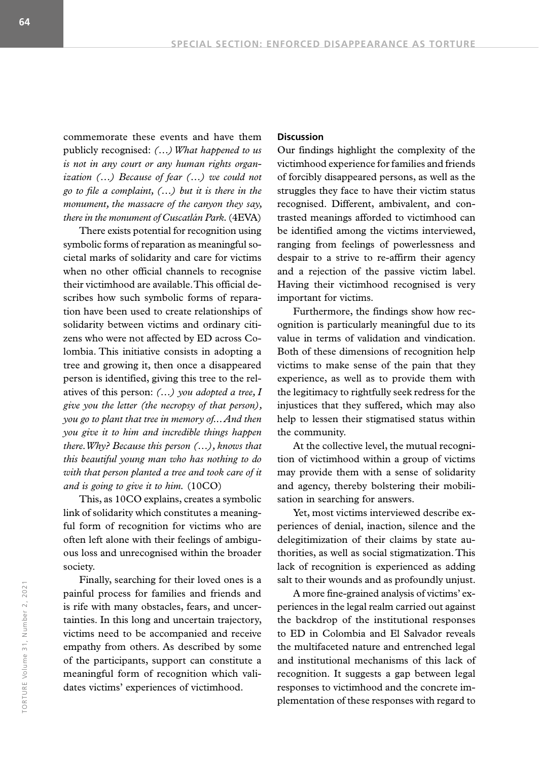commemorate these events and have them publicly recognised: *(…) What happened to us is not in any court or any human rights organization (…) Because of fear (…) we could not go to file a complaint, (…) but it is there in the monument, the massacre of the canyon they say, there in the monument of Cuscatlán Park.* (4EVA)

There exists potential for recognition using symbolic forms of reparation as meaningful societal marks of solidarity and care for victims when no other official channels to recognise their victimhood are available. This official describes how such symbolic forms of reparation have been used to create relationships of solidarity between victims and ordinary citizens who were not affected by ED across Colombia. This initiative consists in adopting a tree and growing it, then once a disappeared person is identified, giving this tree to the relatives of this person: *(…) you adopted a tree, I give you the letter (the necropsy of that person), you go to plant that tree in memory of… And then you give it to him and incredible things happen there. Why? Because this person (…), knows that this beautiful young man who has nothing to do with that person planted a tree and took care of it and is going to give it to him.* (10CO)

This, as 10CO explains, creates a symbolic link of solidarity which constitutes a meaningful form of recognition for victims who are often left alone with their feelings of ambiguous loss and unrecognised within the broader society.

Finally, searching for their loved ones is a painful process for families and friends and is rife with many obstacles, fears, and uncertainties. In this long and uncertain trajectory, victims need to be accompanied and receive empathy from others. As described by some of the participants, support can constitute a meaningful form of recognition which validates victims' experiences of victimhood.

## Discussion

Our findings highlight the complexity of the victimhood experience for families and friends of forcibly disappeared persons, as well as the struggles they face to have their victim status recognised. Different, ambivalent, and contrasted meanings afforded to victimhood can be identified among the victims interviewed, ranging from feelings of powerlessness and despair to a strive to re-affirm their agency and a rejection of the passive victim label. Having their victimhood recognised is very important for victims.

Furthermore, the findings show how recognition is particularly meaningful due to its value in terms of validation and vindication. Both of these dimensions of recognition help victims to make sense of the pain that they experience, as well as to provide them with the legitimacy to rightfully seek redress for the injustices that they suffered, which may also help to lessen their stigmatised status within the community.

At the collective level, the mutual recognition of victimhood within a group of victims may provide them with a sense of solidarity and agency, thereby bolstering their mobilisation in searching for answers.

Yet, most victims interviewed describe experiences of denial, inaction, silence and the delegitimization of their claims by state authorities, as well as social stigmatization. This lack of recognition is experienced as adding salt to their wounds and as profoundly unjust.

A more fine-grained analysis of victims' experiences in the legal realm carried out against the backdrop of the institutional responses to ED in Colombia and El Salvador reveals the multifaceted nature and entrenched legal and institutional mechanisms of this lack of recognition. It suggests a gap between legal responses to victimhood and the concrete implementation of these responses with regard to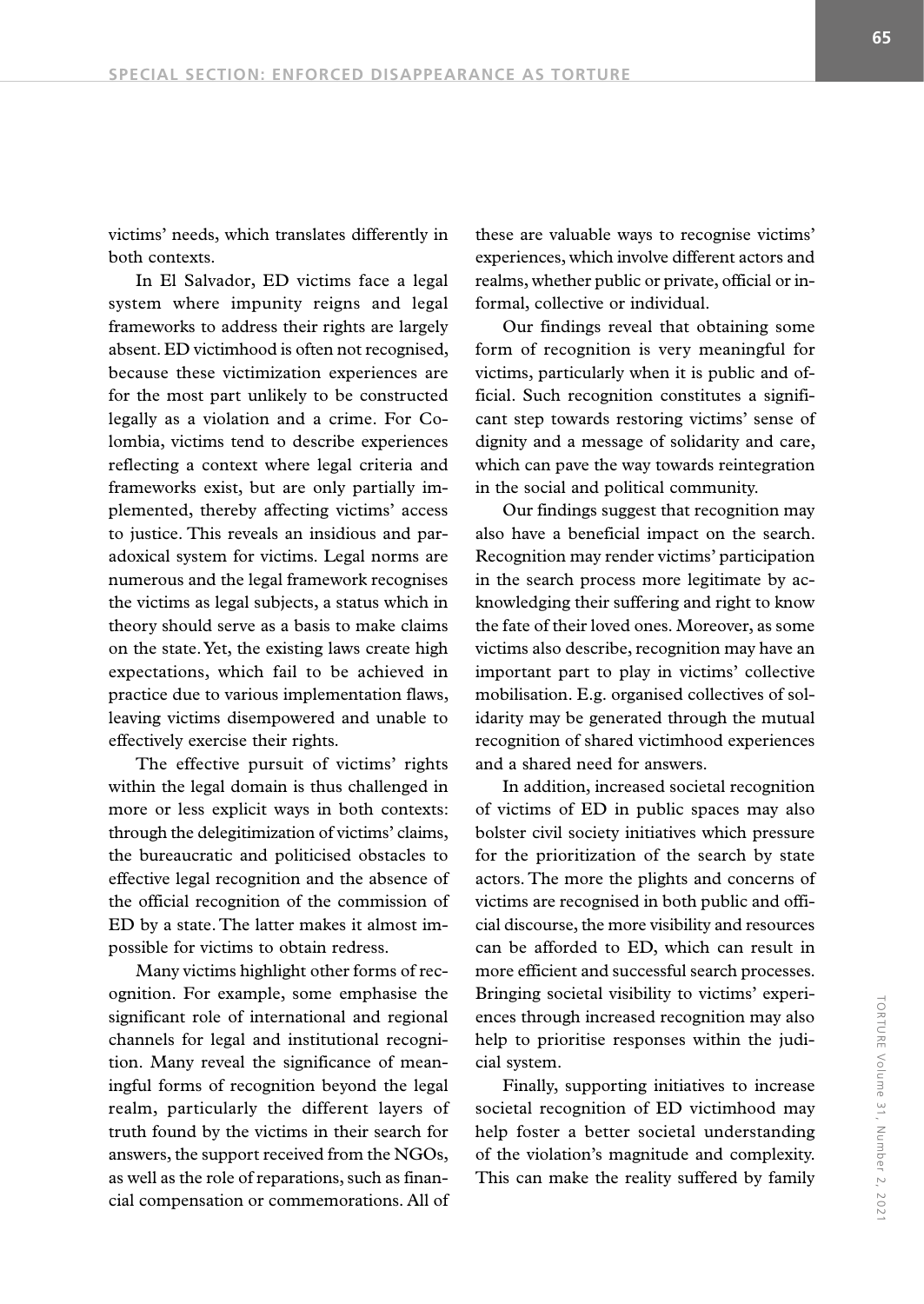victims' needs, which translates differently in both contexts.

In El Salvador, ED victims face a legal system where impunity reigns and legal frameworks to address their rights are largely absent. ED victimhood is often not recognised, because these victimization experiences are for the most part unlikely to be constructed legally as a violation and a crime. For Colombia, victims tend to describe experiences reflecting a context where legal criteria and frameworks exist, but are only partially implemented, thereby affecting victims' access to justice. This reveals an insidious and paradoxical system for victims. Legal norms are numerous and the legal framework recognises the victims as legal subjects, a status which in theory should serve as a basis to make claims on the state. Yet, the existing laws create high expectations, which fail to be achieved in practice due to various implementation flaws, leaving victims disempowered and unable to effectively exercise their rights.

The effective pursuit of victims' rights within the legal domain is thus challenged in more or less explicit ways in both contexts: through the delegitimization of victims' claims, the bureaucratic and politicised obstacles to effective legal recognition and the absence of the official recognition of the commission of ED by a state. The latter makes it almost impossible for victims to obtain redress.

Many victims highlight other forms of recognition. For example, some emphasise the significant role of international and regional channels for legal and institutional recognition. Many reveal the significance of meaningful forms of recognition beyond the legal realm, particularly the different layers of truth found by the victims in their search for answers, the support received from the NGOs, as well as the role of reparations, such as financial compensation or commemorations. All of these are valuable ways to recognise victims' experiences, which involve different actors and realms, whether public or private, official or informal, collective or individual.

Our findings reveal that obtaining some form of recognition is very meaningful for victims, particularly when it is public and official. Such recognition constitutes a significant step towards restoring victims' sense of dignity and a message of solidarity and care, which can pave the way towards reintegration in the social and political community.

Our findings suggest that recognition may also have a beneficial impact on the search. Recognition may render victims' participation in the search process more legitimate by acknowledging their suffering and right to know the fate of their loved ones. Moreover, as some victims also describe, recognition may have an important part to play in victims' collective mobilisation. E.g. organised collectives of solidarity may be generated through the mutual recognition of shared victimhood experiences and a shared need for answers.

In addition, increased societal recognition of victims of ED in public spaces may also bolster civil society initiatives which pressure for the prioritization of the search by state actors. The more the plights and concerns of victims are recognised in both public and official discourse, the more visibility and resources can be afforded to ED, which can result in more efficient and successful search processes. Bringing societal visibility to victims' experiences through increased recognition may also help to prioritise responses within the judicial system.

Finally, supporting initiatives to increase societal recognition of ED victimhood may help foster a better societal understanding of the violation's magnitude and complexity. This can make the reality suffered by family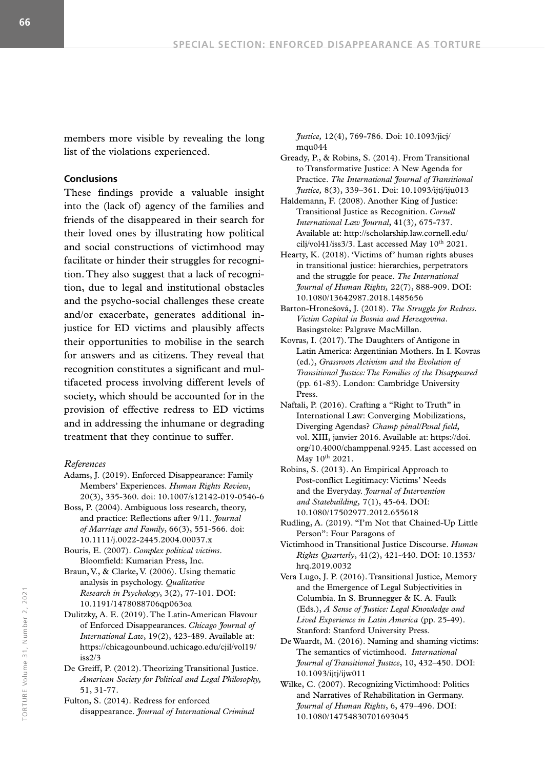members more visible by revealing the long list of the violations experienced.

### Conclusions

These findings provide a valuable insight into the (lack of) agency of the families and friends of the disappeared in their search for their loved ones by illustrating how political and social constructions of victimhood may facilitate or hinder their struggles for recognition. They also suggest that a lack of recognition, due to legal and institutional obstacles and the psycho-social challenges these create and/or exacerbate, generates additional injustice for ED victims and plausibly affects their opportunities to mobilise in the search for answers and as citizens. They reveal that recognition constitutes a significant and multifaceted process involving different levels of society, which should be accounted for in the provision of effective redress to ED victims and in addressing the inhumane or degrading treatment that they continue to suffer.

*References*

Adams, J. (2019). Enforced Disappearance: Family Members' Experiences. *Human Rights Review*, 20(3), 335-360. doi: 10.1007/s12142-019-0546-6

Boss, P. (2004). Ambiguous loss research, theory, and practice: Reflections after 9/11. *Journal of Marriage and Family*, 66(3), 551-566. doi: 10.1111/j.0022-2445.2004.00037.x

Bouris, E. (2007). *Complex political victims*. Bloomfield: Kumarian Press, Inc.

Braun, V., & Clarke, V. (2006). Using thematic analysis in psychology. *Qualitative Research in Psychology*, 3(2), 77-101. DOI: 10.1191/1478088706qp063oa

Dulitzky, A. E. (2019). The Latin-American Flavour of Enforced Disappearances. *Chicago Journal of International Law*, 19(2), 423-489. Available at: https://chicagounbound.uchicago.edu/cjil/vol19/iss2/3

De Greiff, P. (2012). Theorizing Transitional Justice. *American Society for Political and Legal Philosophy*, 51, 31-77.

Fulton, S. (2014). Redress for enforced disappearance. *Journal of International Criminal Justice*, 12(4), 769-786. Doi: 10.1093/jicj/mqu044

Gready, P., & Robins, S. (2014). From Transitional to Transformative Justice: A New Agenda for Practice. *The International Journal of Transitional Justice*, 8(3), 339–361. Doi: 10.1093/ijtj/iju013

Haldemann, F. (2008). Another King of Justice: Transitional Justice as Recognition. *Cornell International Law Journal*, 41(3), 675-737. Available at: http://scholarship.law.cornell.edu/cilj/vol41/iss3/3. Last accessed May 10th 2021.

Hearty, K. (2018). 'Victims of' human rights abuses in transitional justice: hierarchies, perpetrators and the struggle for peace. *The International Journal of Human Rights*, 22(7), 888-909. DOI: 10.1080/13642987.2018.1485656

Barton-Hronešová, J. (2018). *The Struggle for Redress. Victim Capital in Bosnia and Herzegovina*. Basingstoke: Palgrave MacMillan.

Kovras, I. (2017). The Daughters of Antigone in Latin America: Argentinian Mothers. In I. Kovras (ed.), *Grassroots Activism and the Evolution of Transitional Justice: The Families of the Disappeared* (pp. 61-83). London: Cambridge University Press.

Naftali, P. (2016). Crafting a "Right to Truth" in International Law: Converging Mobilizations, Diverging Agendas? *Champ pénal/Penal field*, vol. XIII, janvier 2016. Available at: https://doi.org/10.4000/champpenal.9245. Last accessed on May 10th 2021.

Robins, S. (2013). An Empirical Approach to Post-conflict Legitimacy: Victims' Needs and the Everyday. *Journal of Intervention and Statebuilding*, 7(1), 45-64. DOI: 10.1080/17502977.2012.655618

Rudling, A. (2019). "I'm Not that Chained-Up Little Person": Four Paragons of Victimhood in Transitional Justice Discourse. *Human Rights Quarterly*, 41(2), 421-440. DOI: 10.1353/hrq.2019.0032

Vera Lugo, J. P. (2016). Transitional Justice, Memory and the Emergence of Legal Subjectivities in Columbia. In S. Brunnegger & K. A. Faulk (Eds.), *A Sense of Justice: Legal Knowledge and Lived Experience in Latin America* (pp. 25-49). Stanford: Stanford University Press.

De Waardt, M. (2016). Naming and shaming victims: The semantics of victimhood. *International Journal of Transitional Justice*, 10, 432–450. DOI: 10.1093/ijtj/ijw011

Wilke, C. (2007). Recognizing Victimhood: Politics and Narratives of Rehabilitation in Germany. *Journal of Human Rights*, 6, 479–496. DOI: 10.1080/14754830701693045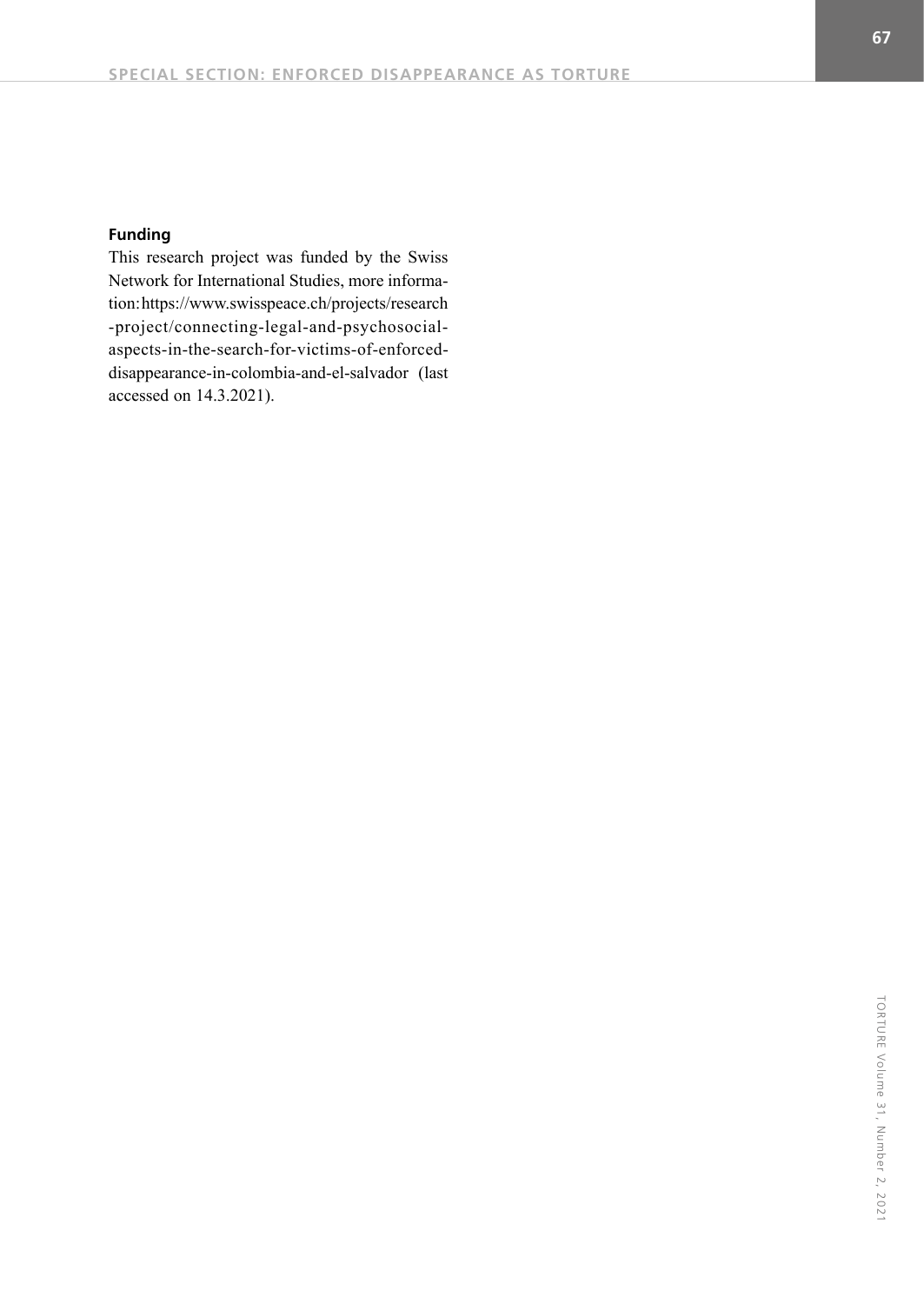#### Funding

This research project was funded by the Swiss Network for International Studies, more information: https://www.swisspeace.ch/projects/research-project/connecting-legal-and-psychosocial-aspects-in-the-search-for-victims-of-enforced-disappearance-in-colombia-and-el-salvador (last accessed on 14.3.2021).